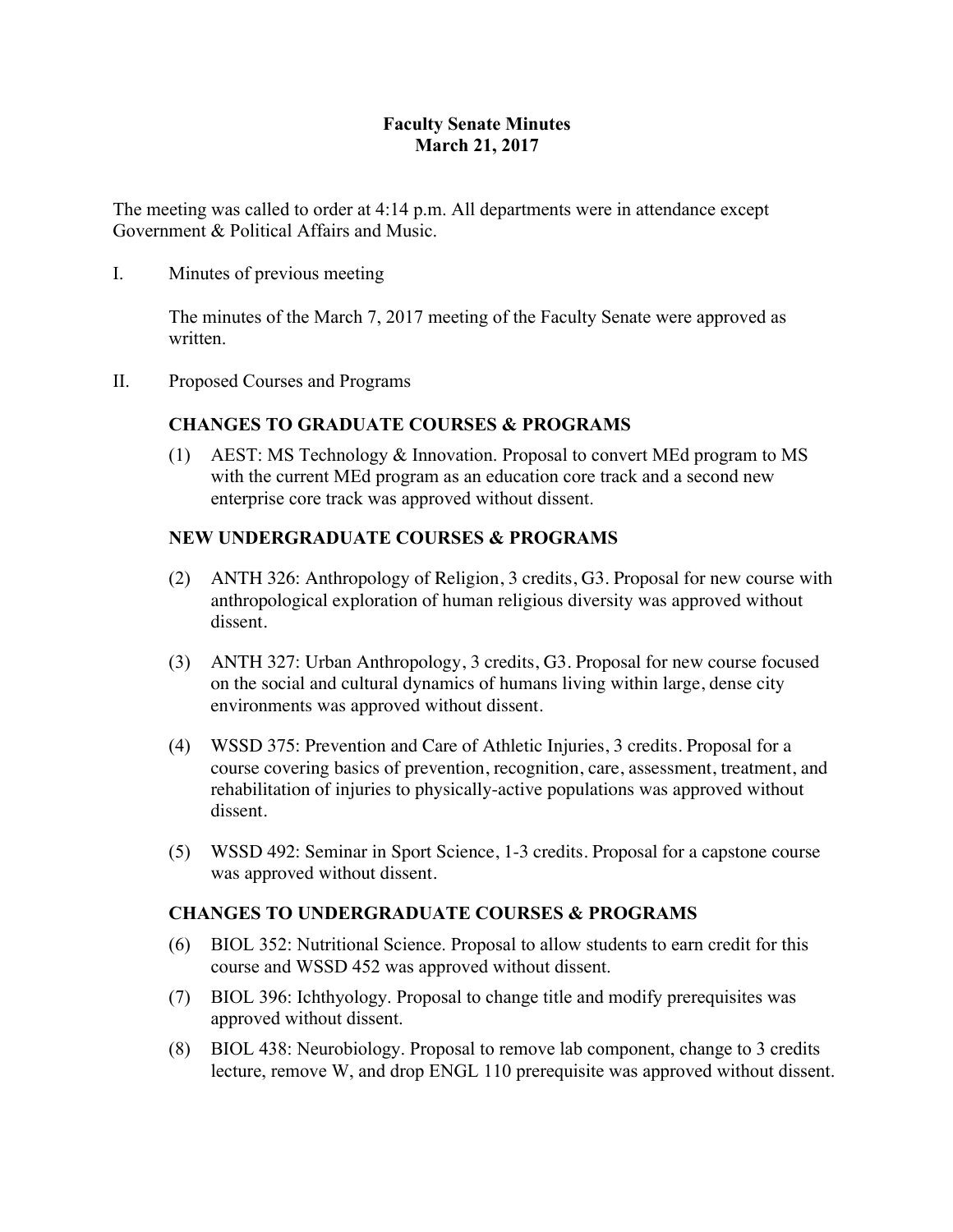# Faculty Senate Minutes
## March 21, 2017

The meeting was called to order at 4:14 p.m. All departments were in attendance except Government & Political Affairs and Music.

I. Minutes of previous meeting

The minutes of the March 7, 2017 meeting of the Faculty Senate were approved as written.

II. Proposed Courses and Programs

### CHANGES TO GRADUATE COURSES & PROGRAMS

(1) AEST: MS Technology & Innovation. Proposal to convert MEd program to MS with the current MEd program as an education core track and a second new enterprise core track was approved without dissent.

### NEW UNDERGRADUATE COURSES & PROGRAMS

(2) ANTH 326: Anthropology of Religion, 3 credits, G3. Proposal for new course with anthropological exploration of human religious diversity was approved without dissent.

(3) ANTH 327: Urban Anthropology, 3 credits, G3. Proposal for new course focused on the social and cultural dynamics of humans living within large, dense city environments was approved without dissent.

(4) WSSD 375: Prevention and Care of Athletic Injuries, 3 credits. Proposal for a course covering basics of prevention, recognition, care, assessment, treatment, and rehabilitation of injuries to physically-active populations was approved without dissent.

(5) WSSD 492: Seminar in Sport Science, 1-3 credits. Proposal for a capstone course was approved without dissent.

### CHANGES TO UNDERGRADUATE COURSES & PROGRAMS

(6) BIOL 352: Nutritional Science. Proposal to allow students to earn credit for this course and WSSD 452 was approved without dissent.

(7) BIOL 396: Ichthyology. Proposal to change title and modify prerequisites was approved without dissent.

(8) BIOL 438: Neurobiology. Proposal to remove lab component, change to 3 credits lecture, remove W, and drop ENGL 110 prerequisite was approved without dissent.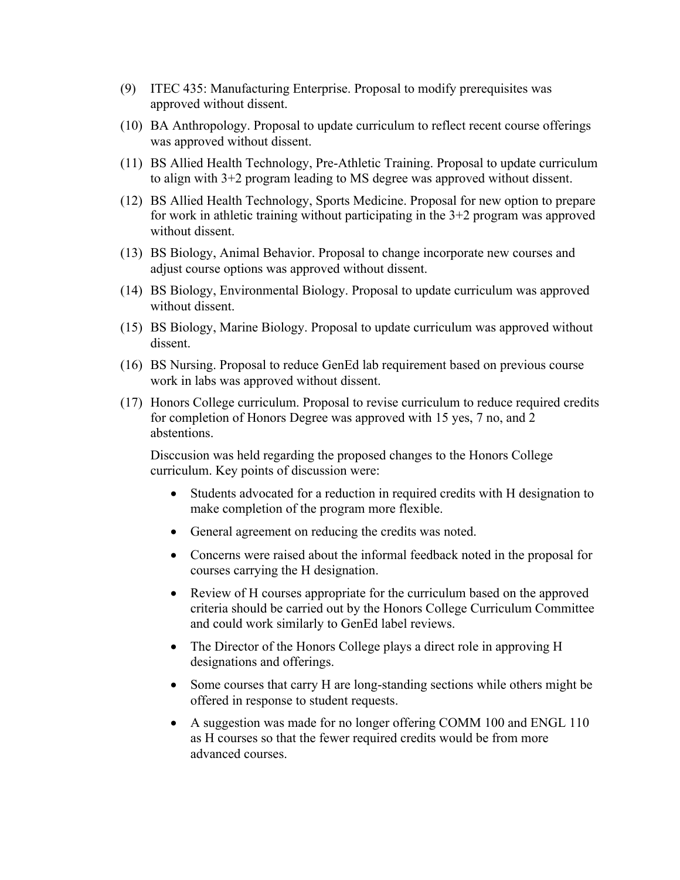(9) ITEC 435: Manufacturing Enterprise. Proposal to modify prerequisites was approved without dissent.

(10) BA Anthropology. Proposal to update curriculum to reflect recent course offerings was approved without dissent.

(11) BS Allied Health Technology, Pre-Athletic Training. Proposal to update curriculum to align with 3+2 program leading to MS degree was approved without dissent.

(12) BS Allied Health Technology, Sports Medicine. Proposal for new option to prepare for work in athletic training without participating in the 3+2 program was approved without dissent.

(13) BS Biology, Animal Behavior. Proposal to change incorporate new courses and adjust course options was approved without dissent.

(14) BS Biology, Environmental Biology. Proposal to update curriculum was approved without dissent.

(15) BS Biology, Marine Biology. Proposal to update curriculum was approved without dissent.

(16) BS Nursing. Proposal to reduce GenEd lab requirement based on previous course work in labs was approved without dissent.

(17) Honors College curriculum. Proposal to revise curriculum to reduce required credits for completion of Honors Degree was approved with 15 yes, 7 no, and 2 abstentions.

Disccusion was held regarding the proposed changes to the Honors College curriculum. Key points of discussion were:

- Students advocated for a reduction in required credits with H designation to make completion of the program more flexible.
- General agreement on reducing the credits was noted.
- Concerns were raised about the informal feedback noted in the proposal for courses carrying the H designation.
- Review of H courses appropriate for the curriculum based on the approved criteria should be carried out by the Honors College Curriculum Committee and could work similarly to GenEd label reviews.
- The Director of the Honors College plays a direct role in approving H designations and offerings.
- Some courses that carry H are long-standing sections while others might be offered in response to student requests.
- A suggestion was made for no longer offering COMM 100 and ENGL 110 as H courses so that the fewer required credits would be from more advanced courses.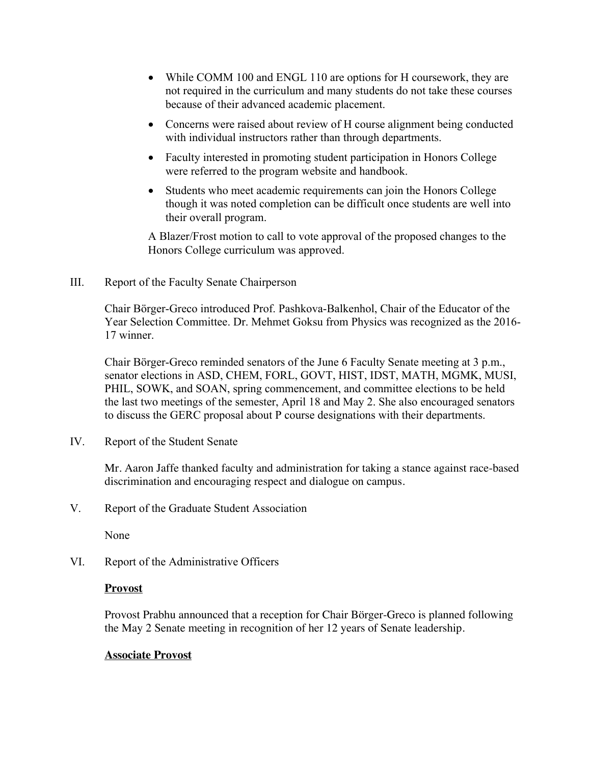- While COMM 100 and ENGL 110 are options for H coursework, they are not required in the curriculum and many students do not take these courses because of their advanced academic placement.
- Concerns were raised about review of H course alignment being conducted with individual instructors rather than through departments.
- Faculty interested in promoting student participation in Honors College were referred to the program website and handbook.
- Students who meet academic requirements can join the Honors College though it was noted completion can be difficult once students are well into their overall program.

A Blazer/Frost motion to call to vote approval of the proposed changes to the Honors College curriculum was approved.

III. Report of the Faculty Senate Chairperson

Chair Börger-Greco introduced Prof. Pashkova-Balkenhol, Chair of the Educator of the Year Selection Committee. Dr. Mehmet Goksu from Physics was recognized as the 2016-17 winner.

Chair Börger-Greco reminded senators of the June 6 Faculty Senate meeting at 3 p.m., senator elections in ASD, CHEM, FORL, GOVT, HIST, IDST, MATH, MGMK, MUSI, PHIL, SOWK, and SOAN, spring commencement, and committee elections to be held the last two meetings of the semester, April 18 and May 2. She also encouraged senators to discuss the GERC proposal about P course designations with their departments.

IV. Report of the Student Senate

Mr. Aaron Jaffe thanked faculty and administration for taking a stance against race-based discrimination and encouraging respect and dialogue on campus.

V. Report of the Graduate Student Association

None

VI. Report of the Administrative Officers

**Provost**

Provost Prabhu announced that a reception for Chair Börger-Greco is planned following the May 2 Senate meeting in recognition of her 12 years of Senate leadership.

**Associate Provost**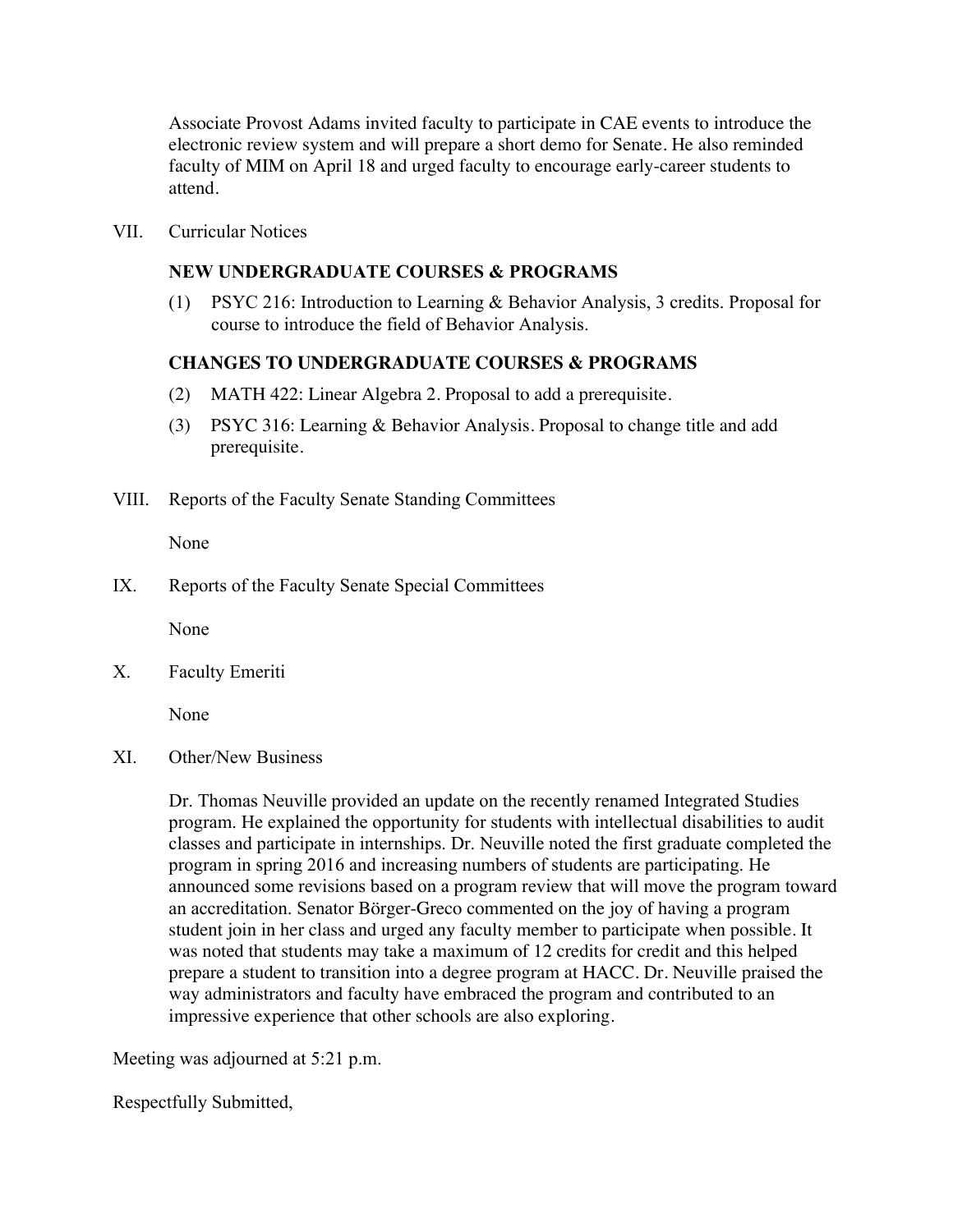Associate Provost Adams invited faculty to participate in CAE events to introduce the electronic review system and will prepare a short demo for Senate. He also reminded faculty of MIM on April 18 and urged faculty to encourage early-career students to attend.

VII. Curricular Notices

**NEW UNDERGRADUATE COURSES & PROGRAMS**

(1) PSYC 216: Introduction to Learning & Behavior Analysis, 3 credits. Proposal for course to introduce the field of Behavior Analysis.

**CHANGES TO UNDERGRADUATE COURSES & PROGRAMS**

(2) MATH 422: Linear Algebra 2. Proposal to add a prerequisite.

(3) PSYC 316: Learning & Behavior Analysis. Proposal to change title and add prerequisite.

VIII. Reports of the Faculty Senate Standing Committees

None

IX. Reports of the Faculty Senate Special Committees

None

X. Faculty Emeriti

None

XI. Other/New Business

Dr. Thomas Neuville provided an update on the recently renamed Integrated Studies program. He explained the opportunity for students with intellectual disabilities to audit classes and participate in internships. Dr. Neuville noted the first graduate completed the program in spring 2016 and increasing numbers of students are participating. He announced some revisions based on a program review that will move the program toward an accreditation. Senator Börger-Greco commented on the joy of having a program student join in her class and urged any faculty member to participate when possible. It was noted that students may take a maximum of 12 credits for credit and this helped prepare a student to transition into a degree program at HACC. Dr. Neuville praised the way administrators and faculty have embraced the program and contributed to an impressive experience that other schools are also exploring.

Meeting was adjourned at 5:21 p.m.

Respectfully Submitted,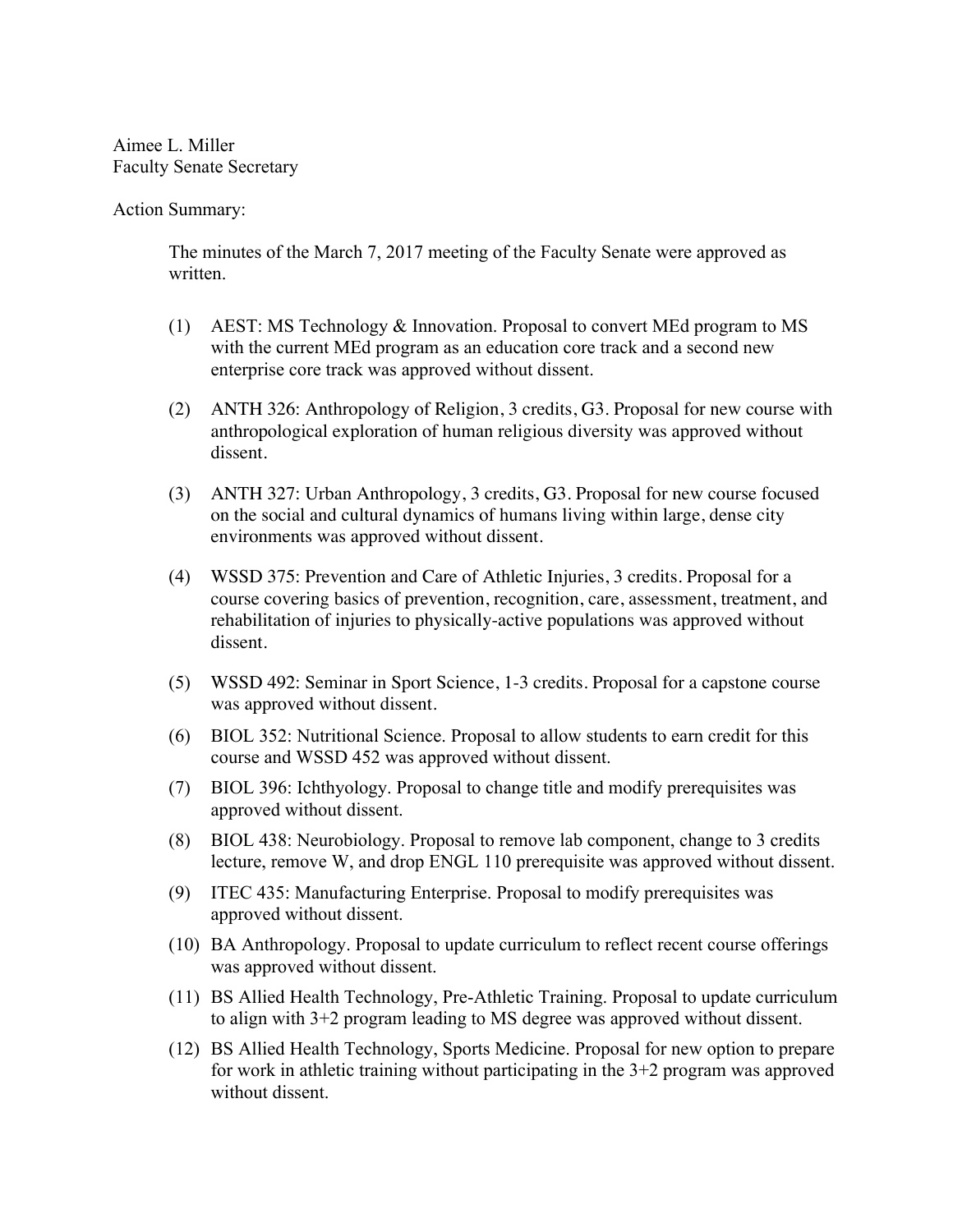Aimee L. Miller
Faculty Senate Secretary

Action Summary:

The minutes of the March 7, 2017 meeting of the Faculty Senate were approved as written.

(1) AEST: MS Technology & Innovation. Proposal to convert MEd program to MS with the current MEd program as an education core track and a second new enterprise core track was approved without dissent.

(2) ANTH 326: Anthropology of Religion, 3 credits, G3. Proposal for new course with anthropological exploration of human religious diversity was approved without dissent.

(3) ANTH 327: Urban Anthropology, 3 credits, G3. Proposal for new course focused on the social and cultural dynamics of humans living within large, dense city environments was approved without dissent.

(4) WSSD 375: Prevention and Care of Athletic Injuries, 3 credits. Proposal for a course covering basics of prevention, recognition, care, assessment, treatment, and rehabilitation of injuries to physically-active populations was approved without dissent.

(5) WSSD 492: Seminar in Sport Science, 1-3 credits. Proposal for a capstone course was approved without dissent.

(6) BIOL 352: Nutritional Science. Proposal to allow students to earn credit for this course and WSSD 452 was approved without dissent.

(7) BIOL 396: Ichthyology. Proposal to change title and modify prerequisites was approved without dissent.

(8) BIOL 438: Neurobiology. Proposal to remove lab component, change to 3 credits lecture, remove W, and drop ENGL 110 prerequisite was approved without dissent.

(9) ITEC 435: Manufacturing Enterprise. Proposal to modify prerequisites was approved without dissent.

(10) BA Anthropology. Proposal to update curriculum to reflect recent course offerings was approved without dissent.

(11) BS Allied Health Technology, Pre-Athletic Training. Proposal to update curriculum to align with 3+2 program leading to MS degree was approved without dissent.

(12) BS Allied Health Technology, Sports Medicine. Proposal for new option to prepare for work in athletic training without participating in the 3+2 program was approved without dissent.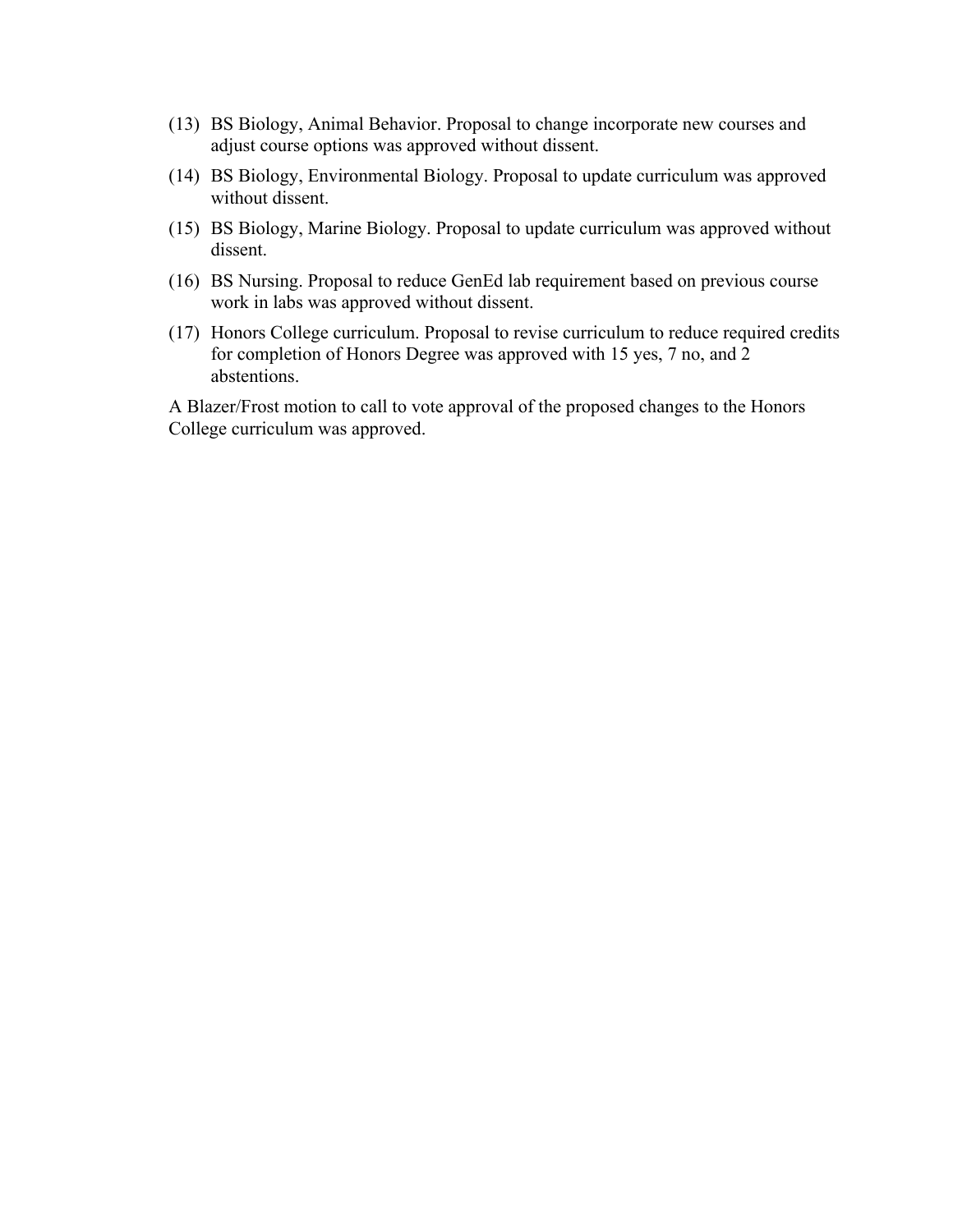(13) BS Biology, Animal Behavior. Proposal to change incorporate new courses and adjust course options was approved without dissent.

(14) BS Biology, Environmental Biology. Proposal to update curriculum was approved without dissent.

(15) BS Biology, Marine Biology. Proposal to update curriculum was approved without dissent.

(16) BS Nursing. Proposal to reduce GenEd lab requirement based on previous course work in labs was approved without dissent.

(17) Honors College curriculum. Proposal to revise curriculum to reduce required credits for completion of Honors Degree was approved with 15 yes, 7 no, and 2 abstentions.

A Blazer/Frost motion to call to vote approval of the proposed changes to the Honors College curriculum was approved.